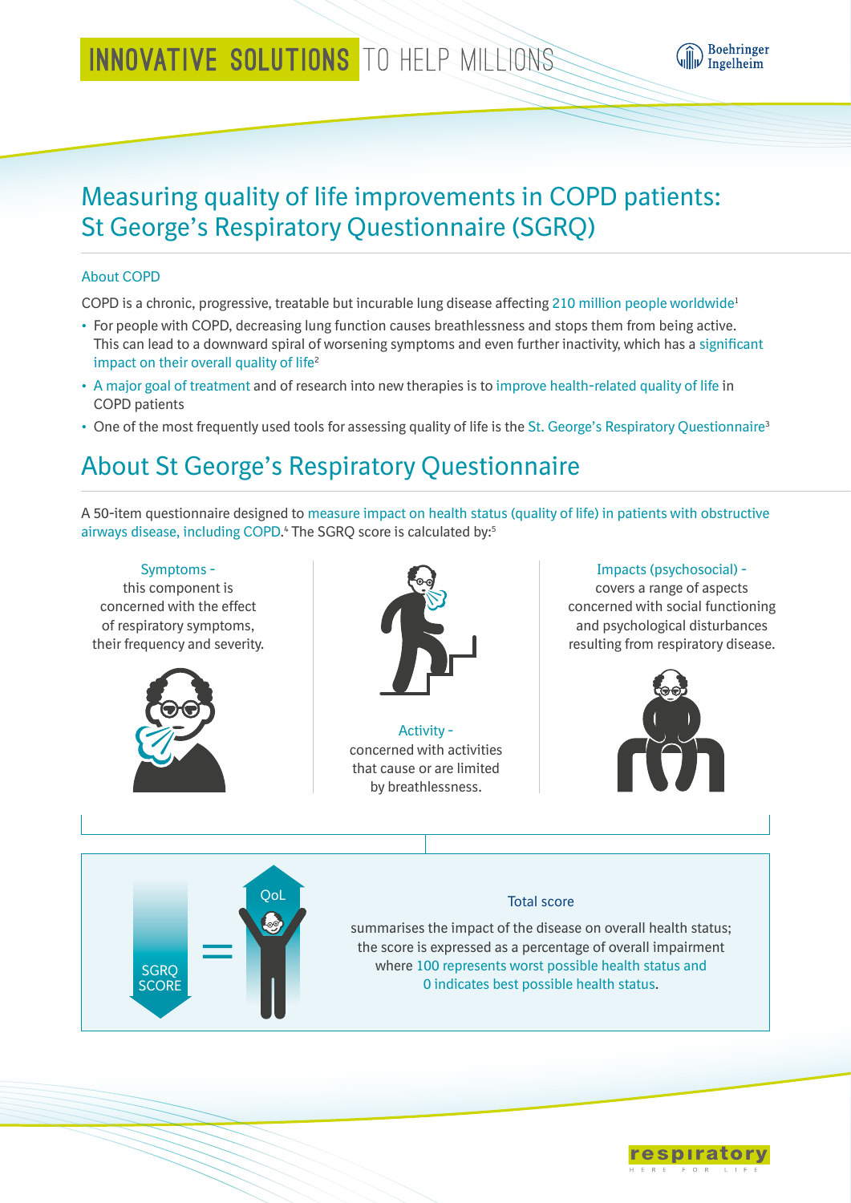INNOVATIVE SOLUTIONS TO HELP MILLIONS

# Measuring quality of life improvements in COPD patients: St George's Respiratory Questionnaire (SGRQ)

### About COPD

COPD is a chronic, progressive, treatable but incurable lung disease affecting 210 million people worldwide[1]

- For people with COPD, decreasing lung function causes breathlessness and stops them from being active. This can lead to a downward spiral of worsening symptoms and even further inactivity, which has a significant impact on their overall quality of life[2]
- A major goal of treatment and of research into new therapies is to improve health-related quality of life in COPD patients
- One of the most frequently used tools for assessing quality of life is the St. George's Respiratory Questionnaire[3]

## About St George's Respiratory Questionnaire

A 50-item questionnaire designed to measure impact on health status (quality of life) in patients with obstructive airways disease, including COPD.[4] The SGRQ score is calculated by:[5]

**Symptoms** - this component is concerned with the effect of respiratory symptoms, their frequency and severity.

**Activity** - concerned with activities that cause or are limited by breathlessness.

**Impacts (psychosocial)** - covers a range of aspects concerned with social functioning and psychological disturbances resulting from respiratory disease.

SGRQ SCORE = QoL

**Total score**

summarises the impact of the disease on overall health status; the score is expressed as a percentage of overall impairment where 100 represents worst possible health status and 0 indicates best possible health status.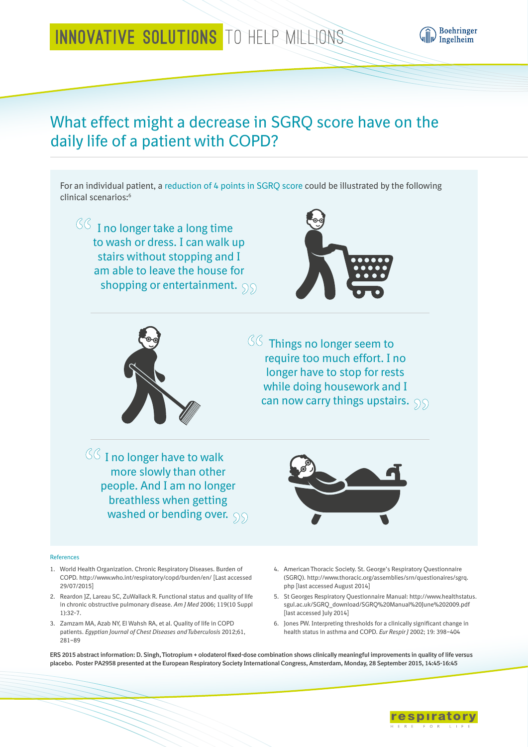# INNOVATIVE SOLUTIONS TO HELP MILLIONS

## What effect might a decrease in SGRQ score have on the daily life of a patient with COPD?

For an individual patient, a reduction of 4 points in SGRQ score could be illustrated by the following clinical scenarios:[6]

> "I no longer take a long time to wash or dress. I can walk up stairs without stopping and I am able to leave the house for shopping or entertainment."

> "Things no longer seem to require too much effort. I no longer have to stop for rests while doing housework and I can now carry things upstairs."

> "I no longer have to walk more slowly than other people. And I am no longer breathless when getting washed or bending over."

### References

1. World Health Organization. Chronic Respiratory Diseases. Burden of COPD. http://www.who.int/respiratory/copd/burden/en/ [Last accessed 29/07/2015]
2. Reardon JZ, Lareau SC, ZuWallack R. Functional status and quality of life in chronic obstructive pulmonary disease. *Am J Med* 2006; 119(10 Suppl 1):32-7.
3. Zamzam MA, Azab NY, El Wahsh RA, et al. Quality of life in COPD patients. *Egyptian Journal of Chest Diseases and Tuberculosis* 2012;61, 281–89
4. American Thoracic Society. St. George's Respiratory Questionnaire (SGRQ). http://www.thoracic.org/assemblies/srn/questionaires/sgrq.php [last accessed August 2014]
5. St Georges Respiratory Questionnaire Manual: http://www.healthstatus.sgul.ac.uk/SGRQ_download/SGRQ%20Manual%20June%202009.pdf [last accessed July 2014]
6. Jones PW. Interpreting thresholds for a clinically significant change in health status in asthma and COPD. *Eur Respir J* 2002; 19: 398–404

**ERS 2015 abstract information: D. Singh, Tiotropium + olodaterol fixed-dose combination shows clinically meaningful improvements in quality of life versus placebo. Poster PA2958 presented at the European Respiratory Society International Congress, Amsterdam, Monday, 28 September 2015, 14:45-16:45**